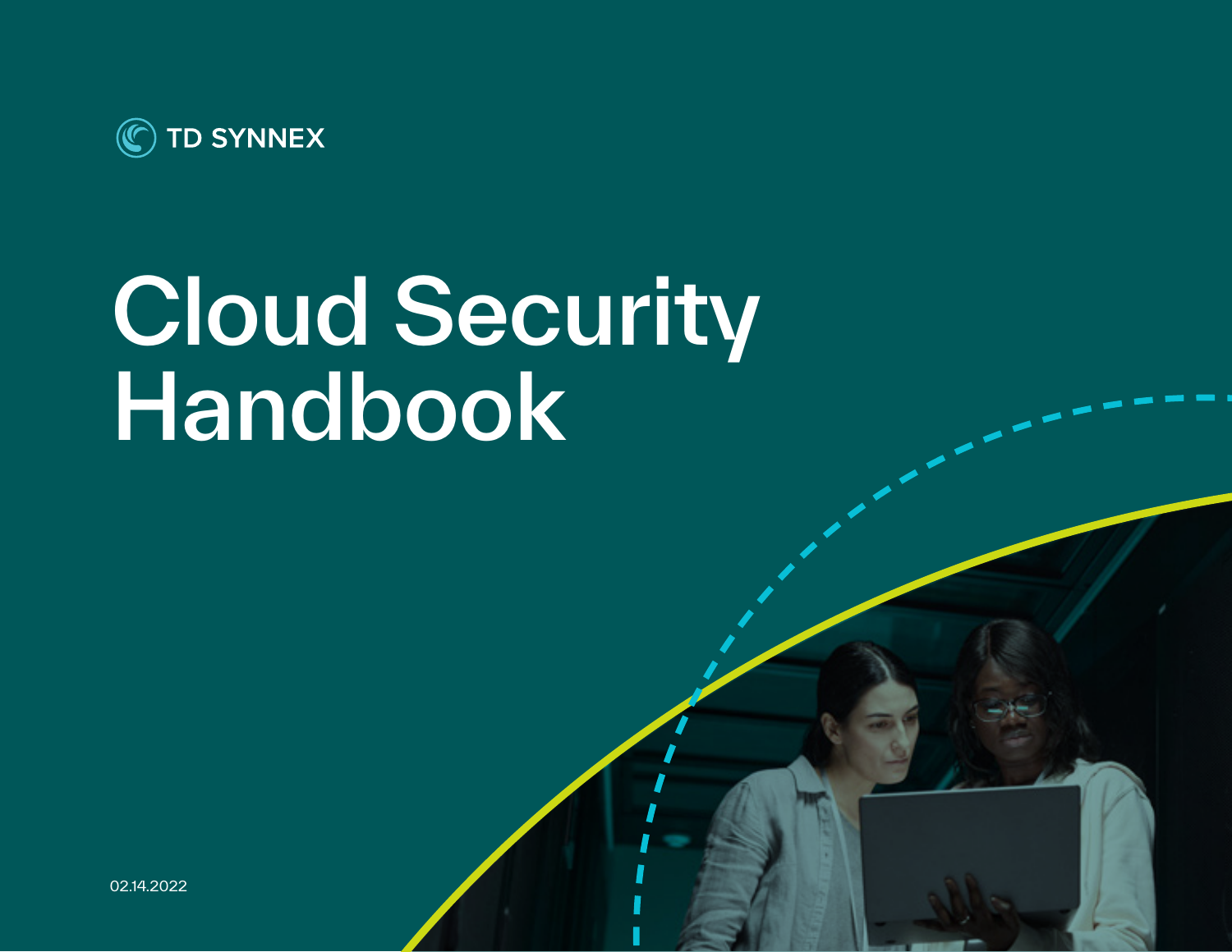TD SYNNEX

# Cloud Security Handbook

02.14.2022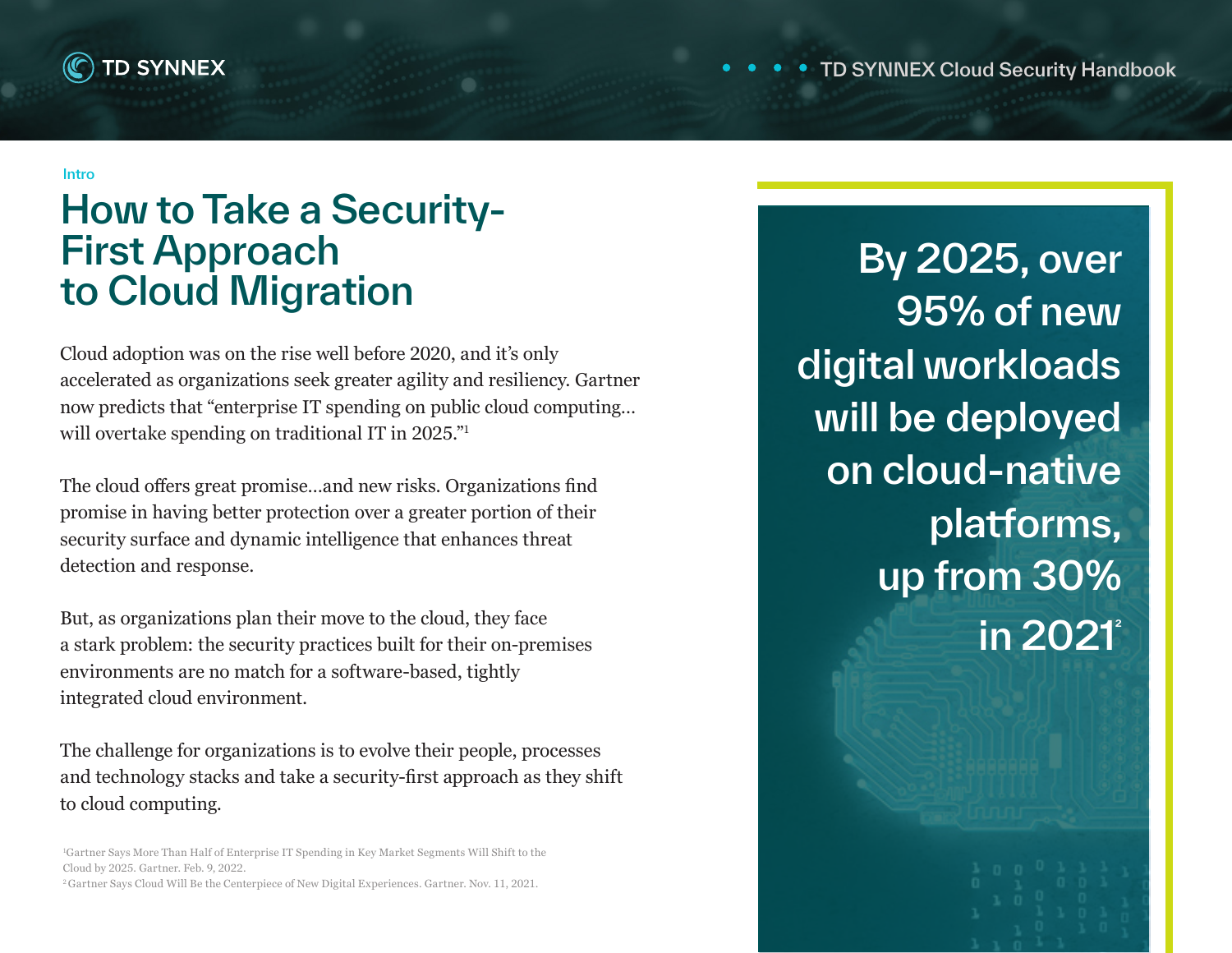Intro

# How to Take a Security-First Approach to Cloud Migration

Cloud adoption was on the rise well before 2020, and it's only accelerated as organizations seek greater agility and resiliency. Gartner now predicts that "enterprise IT spending on public cloud computing… will overtake spending on traditional IT in 2025."[1]

The cloud offers great promise…and new risks. Organizations find promise in having better protection over a greater portion of their security surface and dynamic intelligence that enhances threat detection and response.

But, as organizations plan their move to the cloud, they face a stark problem: the security practices built for their on-premises environments are no match for a software-based, tightly integrated cloud environment.

The challenge for organizations is to evolve their people, processes and technology stacks and take a security-first approach as they shift to cloud computing.

**By 2025, over 95% of new digital workloads will be deployed on cloud-native platforms, up from 30% in 2021**[2]

[1]Gartner Says More Than Half of Enterprise IT Spending in Key Market Segments Will Shift to the Cloud by 2025. Gartner. Feb. 9, 2022.
[2]Gartner Says Cloud Will Be the Centerpiece of New Digital Experiences. Gartner. Nov. 11, 2021.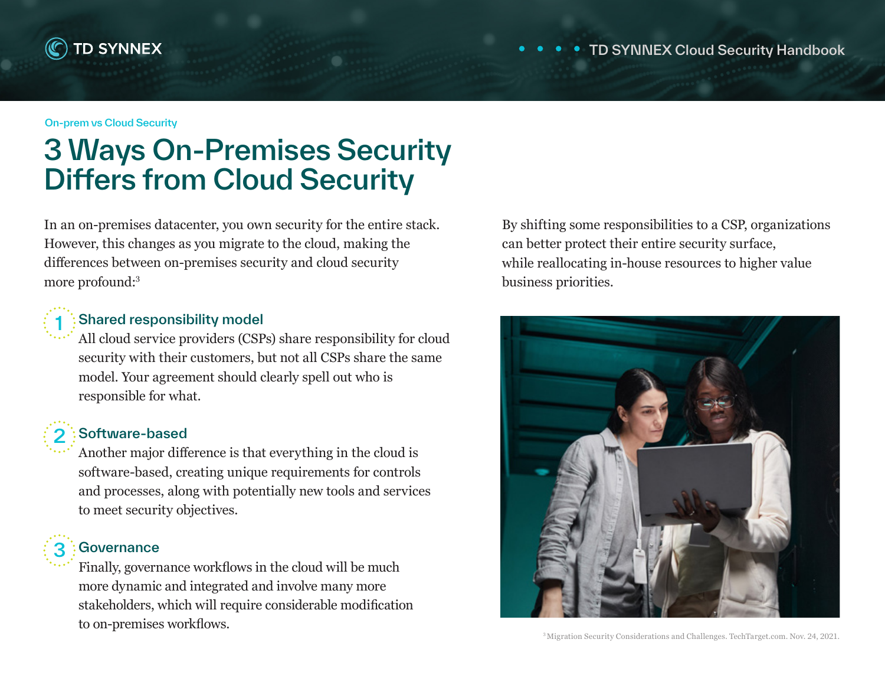On-prem vs Cloud Security

# 3 Ways On-Premises Security Differs from Cloud Security

In an on-premises datacenter, you own security for the entire stack. However, this changes as you migrate to the cloud, making the differences between on-premises security and cloud security more profound:[3]

### 1 Shared responsibility model

All cloud service providers (CSPs) share responsibility for cloud security with their customers, but not all CSPs share the same model. Your agreement should clearly spell out who is responsible for what.

### 2 Software-based

Another major difference is that everything in the cloud is software-based, creating unique requirements for controls and processes, along with potentially new tools and services to meet security objectives.

### 3 Governance

Finally, governance workflows in the cloud will be much more dynamic and integrated and involve many more stakeholders, which will require considerable modification to on-premises workflows.

By shifting some responsibilities to a CSP, organizations can better protect their entire security surface, while reallocating in-house resources to higher value business priorities.

[3] Migration Security Considerations and Challenges. TechTarget.com. Nov. 24, 2021.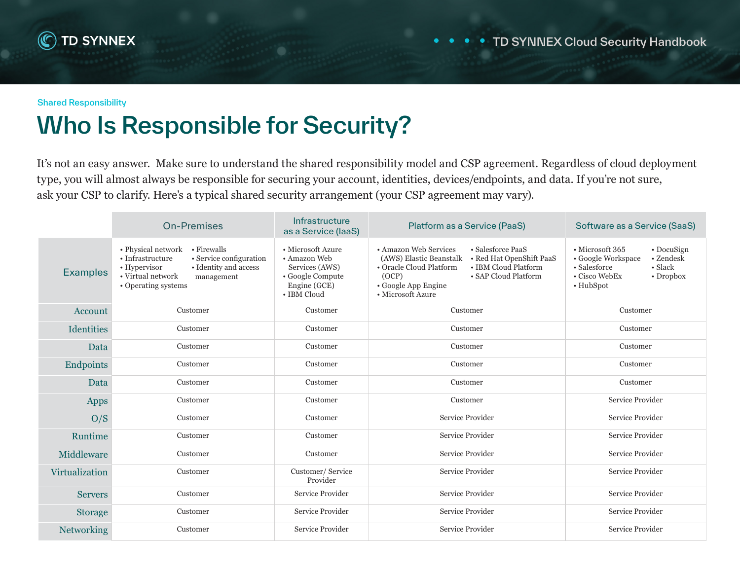Shared Responsibility

# Who Is Responsible for Security?

It's not an easy answer.  Make sure to understand the shared responsibility model and CSP agreement. Regardless of cloud deployment type, you will almost always be responsible for securing your account, identities, devices/endpoints, and data. If you're not sure, ask your CSP to clarify. Here's a typical shared security arrangement (your CSP agreement may vary).

| | On-Premises | Infrastructure as a Service (IaaS) | Platform as a Service (PaaS) | Software as a Service (SaaS) |
|---|---|---|---|---|
| Examples | • Physical network<br>• Infrastructure<br>• Hypervisor<br>• Virtual network<br>• Operating systems<br>• Firewalls<br>• Service configuration<br>• Identity and access management | • Microsoft Azure<br>• Amazon Web Services (AWS)<br>• Google Compute Engine (GCE)<br>• IBM Cloud | • Amazon Web Services (AWS) Elastic Beanstalk<br>• Oracle Cloud Platform (OCP)<br>• Google App Engine<br>• Microsoft Azure<br>• Salesforce PaaS<br>• Red Hat OpenShift PaaS<br>• IBM Cloud Platform<br>• SAP Cloud Platform | • Microsoft 365<br>• Google Workspace<br>• Salesforce<br>• Cisco WebEx<br>• HubSpot<br>• DocuSign<br>• Zendesk<br>• Slack<br>• Dropbox |
| Account | Customer | Customer | Customer | Customer |
| Identities | Customer | Customer | Customer | Customer |
| Data | Customer | Customer | Customer | Customer |
| Endpoints | Customer | Customer | Customer | Customer |
| Data | Customer | Customer | Customer | Customer |
| Apps | Customer | Customer | Customer | Service Provider |
| O/S | Customer | Customer | Service Provider | Service Provider |
| Runtime | Customer | Customer | Service Provider | Service Provider |
| Middleware | Customer | Customer | Service Provider | Service Provider |
| Virtualization | Customer | Customer/ Service Provider | Service Provider | Service Provider |
| Servers | Customer | Service Provider | Service Provider | Service Provider |
| Storage | Customer | Service Provider | Service Provider | Service Provider |
| Networking | Customer | Service Provider | Service Provider | Service Provider |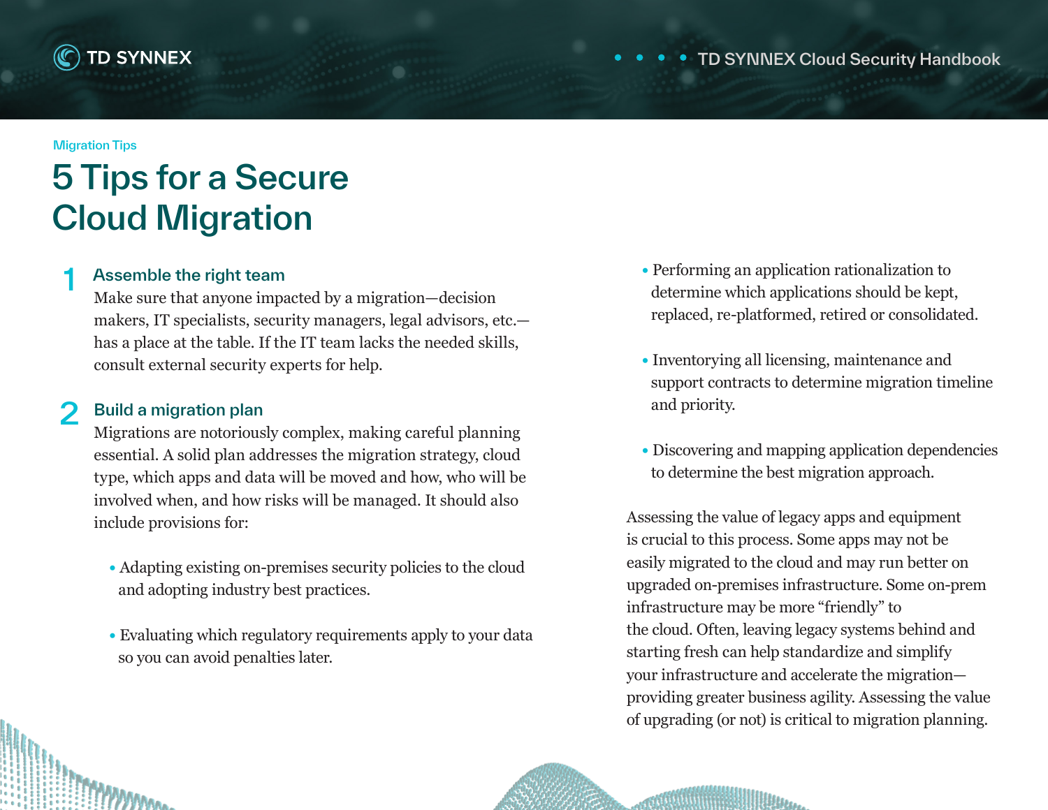Migration Tips

# 5 Tips for a Secure Cloud Migration

## 1 Assemble the right team

Make sure that anyone impacted by a migration—decision makers, IT specialists, security managers, legal advisors, etc.—has a place at the table. If the IT team lacks the needed skills, consult external security experts for help.

## 2 Build a migration plan

Migrations are notoriously complex, making careful planning essential. A solid plan addresses the migration strategy, cloud type, which apps and data will be moved and how, who will be involved when, and how risks will be managed. It should also include provisions for:

- Adapting existing on-premises security policies to the cloud and adopting industry best practices.
- Evaluating which regulatory requirements apply to your data so you can avoid penalties later.
- Performing an application rationalization to determine which applications should be kept, replaced, re-platformed, retired or consolidated.
- Inventorying all licensing, maintenance and support contracts to determine migration timeline and priority.
- Discovering and mapping application dependencies to determine the best migration approach.

Assessing the value of legacy apps and equipment is crucial to this process. Some apps may not be easily migrated to the cloud and may run better on upgraded on-premises infrastructure. Some on-prem infrastructure may be more "friendly" to the cloud. Often, leaving legacy systems behind and starting fresh can help standardize and simplify your infrastructure and accelerate the migration—providing greater business agility. Assessing the value of upgrading (or not) is critical to migration planning.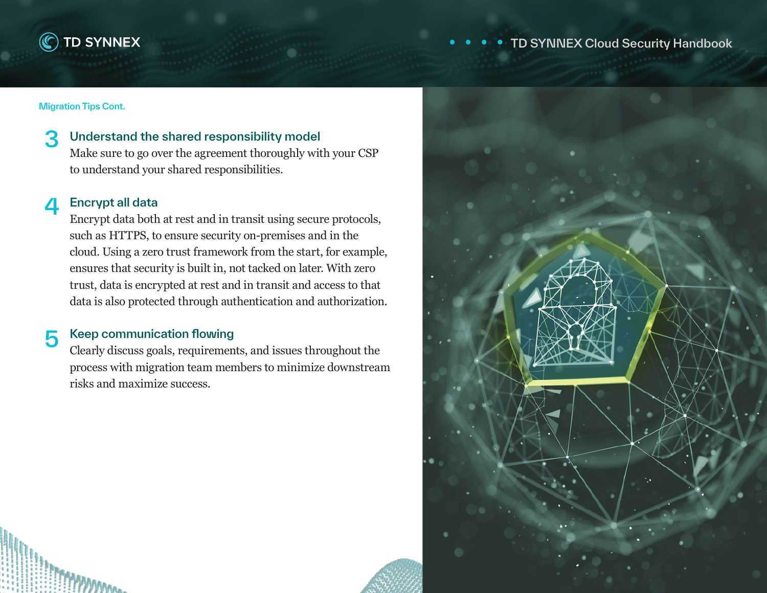Migration Tips Cont.

### 3 Understand the shared responsibility model

Make sure to go over the agreement thoroughly with your CSP to understand your shared responsibilities.

### 4 Encrypt all data

Encrypt data both at rest and in transit using secure protocols, such as HTTPS, to ensure security on-premises and in the cloud. Using a zero trust framework from the start, for example, ensures that security is built in, not tacked on later. With zero trust, data is encrypted at rest and in transit and access to that data is also protected through authentication and authorization.

### 5 Keep communication flowing

Clearly discuss goals, requirements, and issues throughout the process with migration team members to minimize downstream risks and maximize success.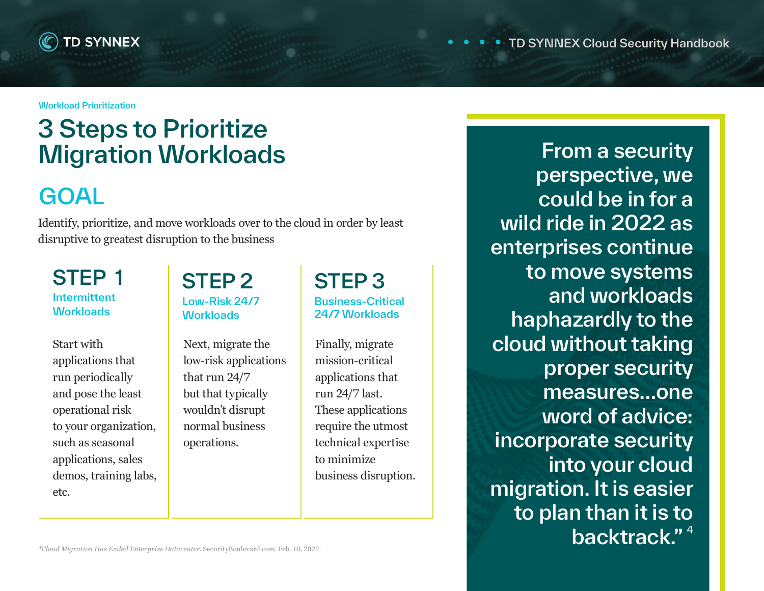Workload Prioritization

# 3 Steps to Prioritize Migration Workloads

## GOAL

Identify, prioritize, and move workloads over to the cloud in order by least disruptive to greatest disruption to the business

### STEP 1

#### Intermittent Workloads

Start with applications that run periodically and pose the least operational risk to your organization, such as seasonal applications, sales demos, training labs, etc.

### STEP 2

#### Low-Risk 24/7 Workloads

Next, migrate the low-risk applications that run 24/7 but that typically wouldn't disrupt normal business operations.

### STEP 3

#### Business-Critical 24/7 Workloads

Finally, migrate mission-critical applications that run 24/7 last. These applications require the utmost technical expertise to minimize business disruption.

> From a security perspective, we could be in for a wild ride in 2022 as enterprises continue to move systems and workloads haphazardly to the cloud without taking proper security measures…one word of advice: incorporate security into your cloud migration. It is easier to plan than it is to backtrack."[4]

[4] *Cloud Migration Has Ended Enterprise Datacenter.* SecurityBoulevard.com. Feb. 10, 2022.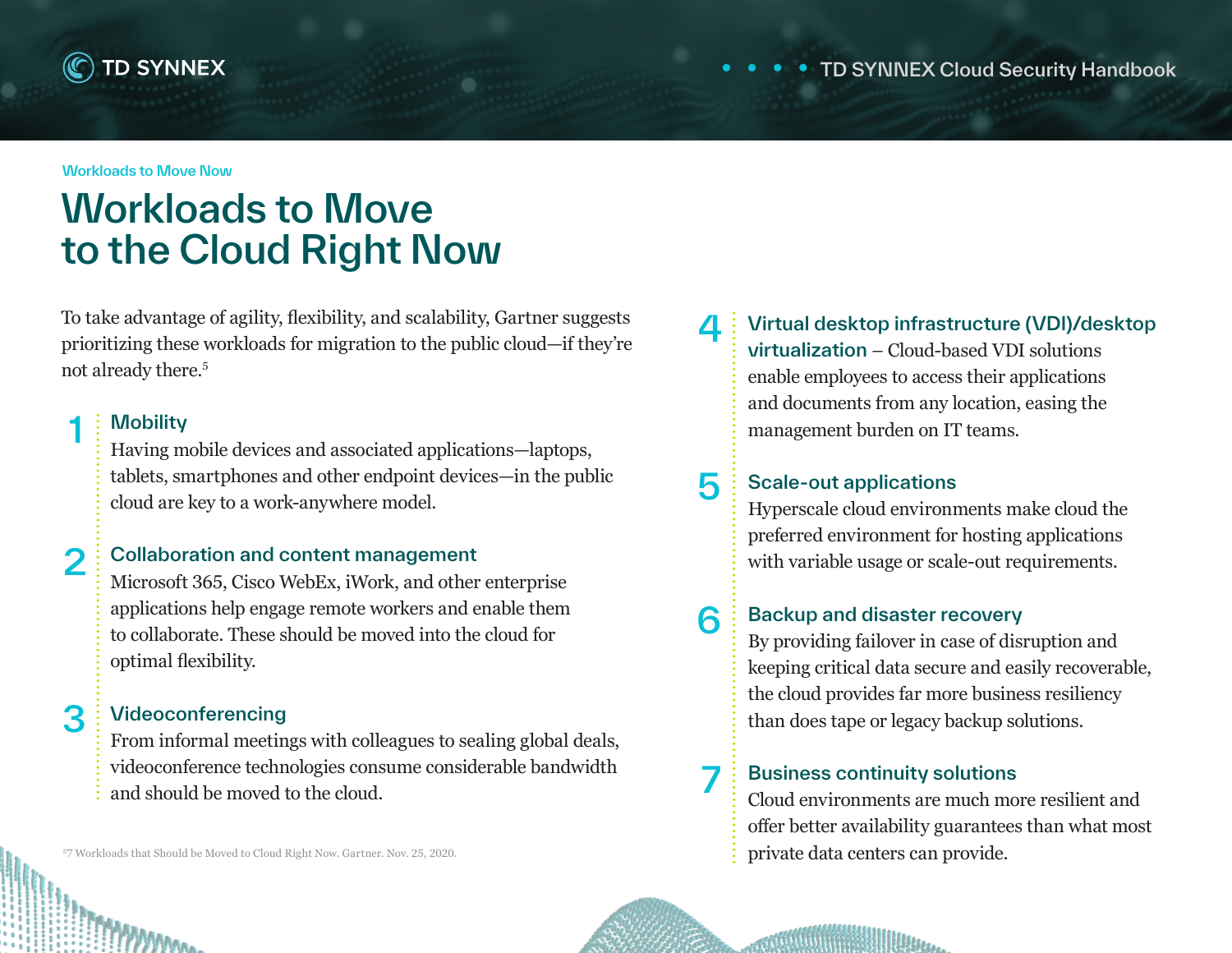Workloads to Move Now

# Workloads to Move to the Cloud Right Now

To take advantage of agility, flexibility, and scalability, Gartner suggests prioritizing these workloads for migration to the public cloud—if they're not already there.[5]

1. **Mobility**
   Having mobile devices and associated applications—laptops, tablets, smartphones and other endpoint devices—in the public cloud are key to a work-anywhere model.

2. **Collaboration and content management**
   Microsoft 365, Cisco WebEx, iWork, and other enterprise applications help engage remote workers and enable them to collaborate. These should be moved into the cloud for optimal flexibility.

3. **Videoconferencing**
   From informal meetings with colleagues to sealing global deals, videoconference technologies consume considerable bandwidth and should be moved to the cloud.

4. **Virtual desktop infrastructure (VDI)/desktop virtualization** – Cloud-based VDI solutions enable employees to access their applications and documents from any location, easing the management burden on IT teams.

5. **Scale-out applications**
   Hyperscale cloud environments make cloud the preferred environment for hosting applications with variable usage or scale-out requirements.

6. **Backup and disaster recovery**
   By providing failover in case of disruption and keeping critical data secure and easily recoverable, the cloud provides far more business resiliency than does tape or legacy backup solutions.

7. **Business continuity solutions**
   Cloud environments are much more resilient and offer better availability guarantees than what most private data centers can provide.

[5] 7 Workloads that Should be Moved to Cloud Right Now. Gartner. Nov. 25, 2020.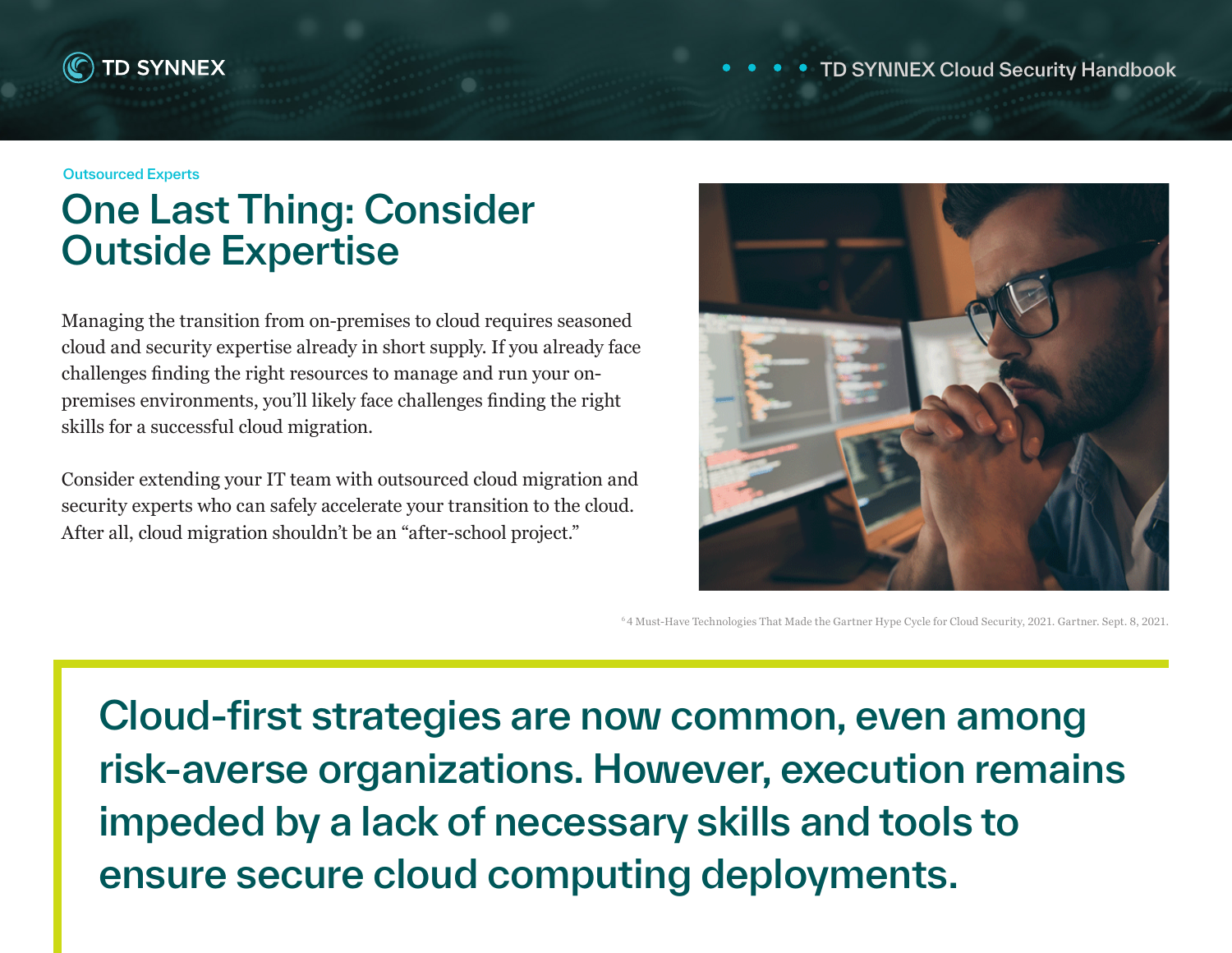Outsourced Experts

# One Last Thing: Consider Outside Expertise

Managing the transition from on-premises to cloud requires seasoned cloud and security expertise already in short supply. If you already face challenges finding the right resources to manage and run your on-premises environments, you'll likely face challenges finding the right skills for a successful cloud migration.

Consider extending your IT team with outsourced cloud migration and security experts who can safely accelerate your transition to the cloud. After all, cloud migration shouldn't be an "after-school project."

[6] 4 Must-Have Technologies That Made the Gartner Hype Cycle for Cloud Security, 2021. Gartner. Sept. 8, 2021.

**Cloud-first strategies are now common, even among risk-averse organizations. However, execution remains impeded by a lack of necessary skills and tools to ensure secure cloud computing deployments.**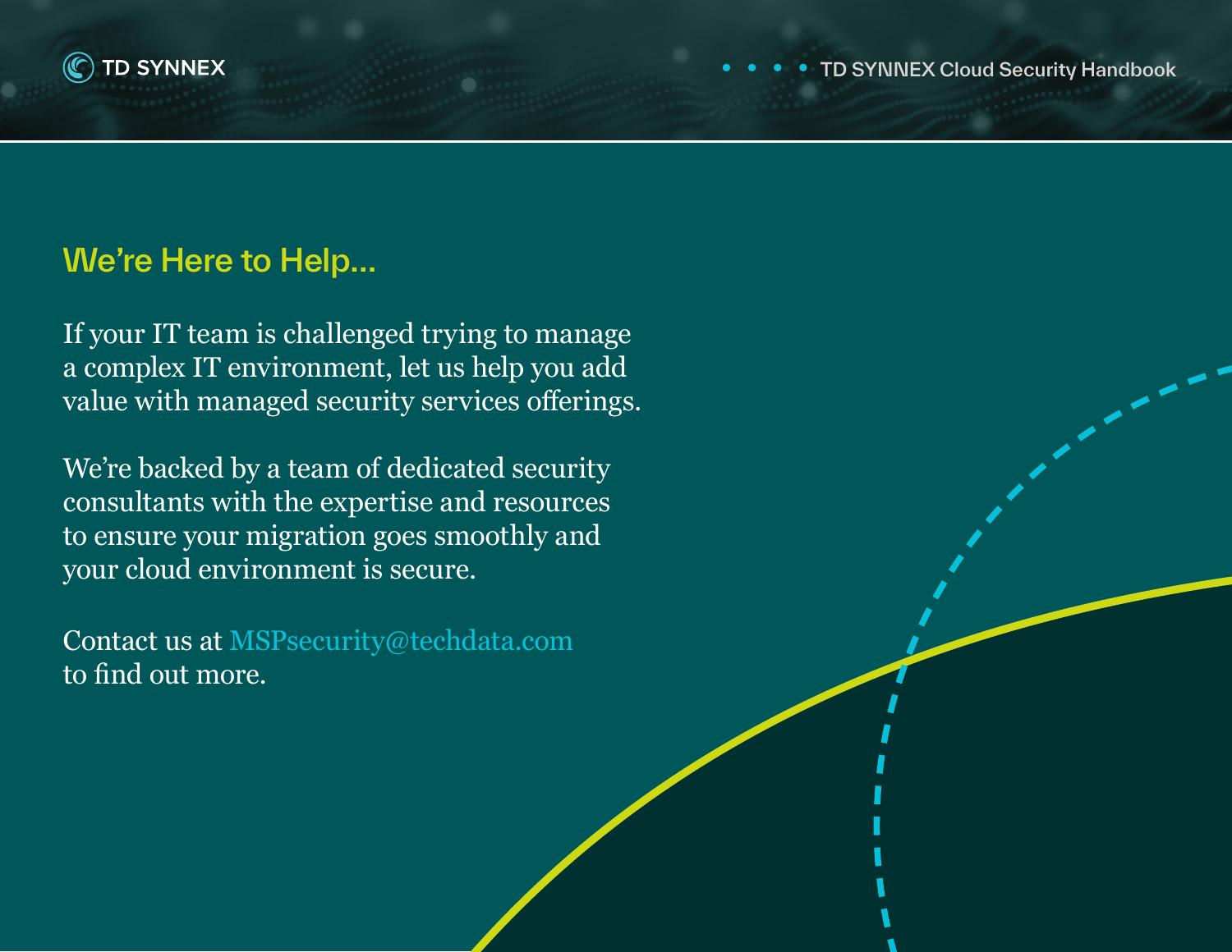## We're Here to Help...

If your IT team is challenged trying to manage a complex IT environment, let us help you add value with managed security services offerings.

We're backed by a team of dedicated security consultants with the expertise and resources to ensure your migration goes smoothly and your cloud environment is secure.

Contact us at MSPsecurity@techdata.com to find out more.